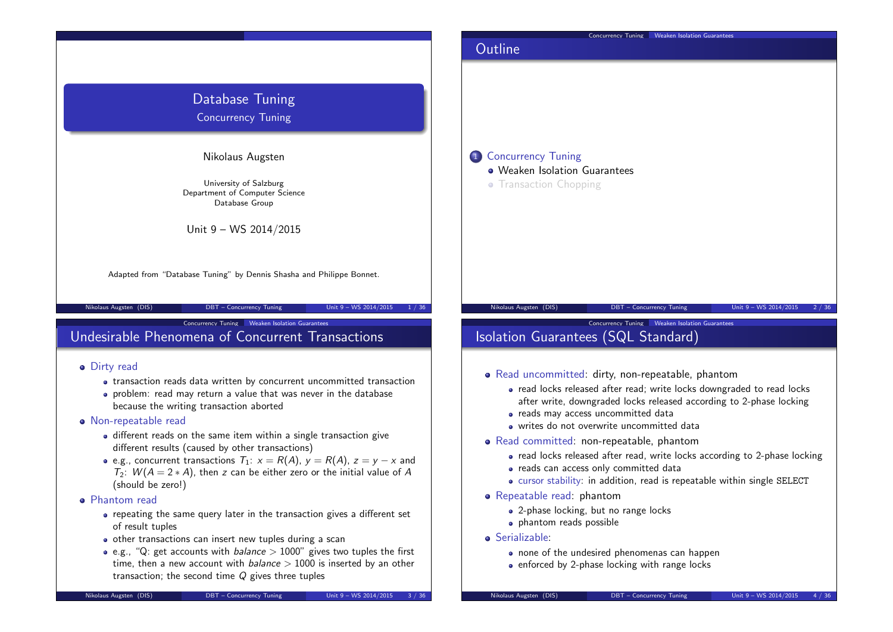# Database Tuning

## Concurrency Tuning

Nikolaus Augsten

University of Salzburg
Department of Computer Science
Database Group

Unit 9 – WS 2014/2015

Adapted from "Database Tuning" by Dennis Shasha and Philippe Bonnet.

## Outline

1. Concurrency Tuning
   - Weaken Isolation Guarantees
   - Transaction Chopping

## Undesirable Phenomena of Concurrent Transactions

- Dirty read
  - transaction reads data written by concurrent uncommitted transaction
  - problem: read may return a value that was never in the database because the writing transaction aborted
- Non-repeatable read
  - different reads on the same item within a single transaction give different results (caused by other transactions)
  - e.g., concurrent transactions $T_1$: $x = R(A)$, $y = R(A)$, $z = y - x$ and $T_2$: $W(A = 2 * A)$, then $z$ can be either zero or the initial value of $A$ (should be zero!)
- Phantom read
  - repeating the same query later in the transaction gives a different set of result tuples
  - other transactions can insert new tuples during a scan
  - e.g., "Q: get accounts with *balance* > 1000" gives two tuples the first time, then a new account with *balance* > 1000 is inserted by an other transaction; the second time $Q$ gives three tuples

## Isolation Guarantees (SQL Standard)

- Read uncommitted: dirty, non-repeatable, phantom
  - read locks released after read; write locks downgraded to read locks after write, downgraded locks released according to 2-phase locking
  - reads may access uncommitted data
  - writes do not overwrite uncommitted data
- Read committed: non-repeatable, phantom
  - read locks released after read, write locks according to 2-phase locking
  - reads can access only committed data
  - cursor stability: in addition, read is repeatable within single SELECT
- Repeatable read: phantom
  - 2-phase locking, but no range locks
  - phantom reads possible
- Serializable:
  - none of the undesired phenomenas can happen
  - enforced by 2-phase locking with range locks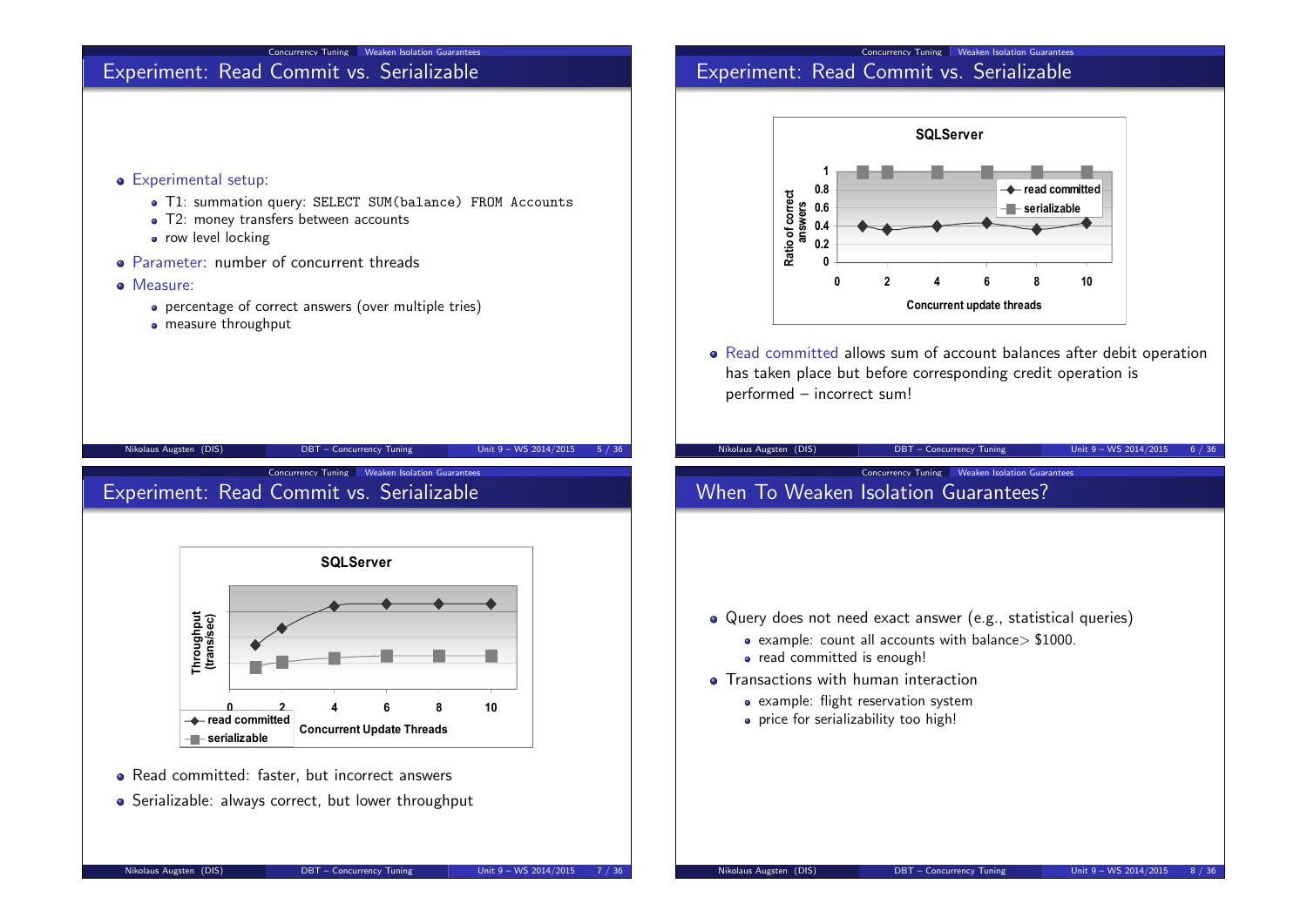## Experiment: Read Commit vs. Serializable

- Experimental setup:
  - T1: summation query: `SELECT SUM(balance) FROM Accounts`
  - T2: money transfers between accounts
  - row level locking
- Parameter: number of concurrent threads
- Measure:
  - percentage of correct answers (over multiple tries)
  - measure throughput

## Experiment: Read Commit vs. Serializable

**SQLServer**

Ratio of correct answers vs. Concurrent update threads (0–10); legend: read committed, serializable.

- Read committed allows sum of account balances after debit operation has taken place but before corresponding credit operation is performed – incorrect sum!

## Experiment: Read Commit vs. Serializable

**SQLServer**

Throughput (trans/sec) vs. Concurrent Update Threads (0–10); legend: read committed, serializable.

- Read committed: faster, but incorrect answers
- Serializable: always correct, but lower throughput

## When To Weaken Isolation Guarantees?

- Query does not need exact answer (e.g., statistical queries)
  - example: count all accounts with balance> $1000.
  - read committed is enough!
- Transactions with human interaction
  - example: flight reservation system
  - price for serializability too high!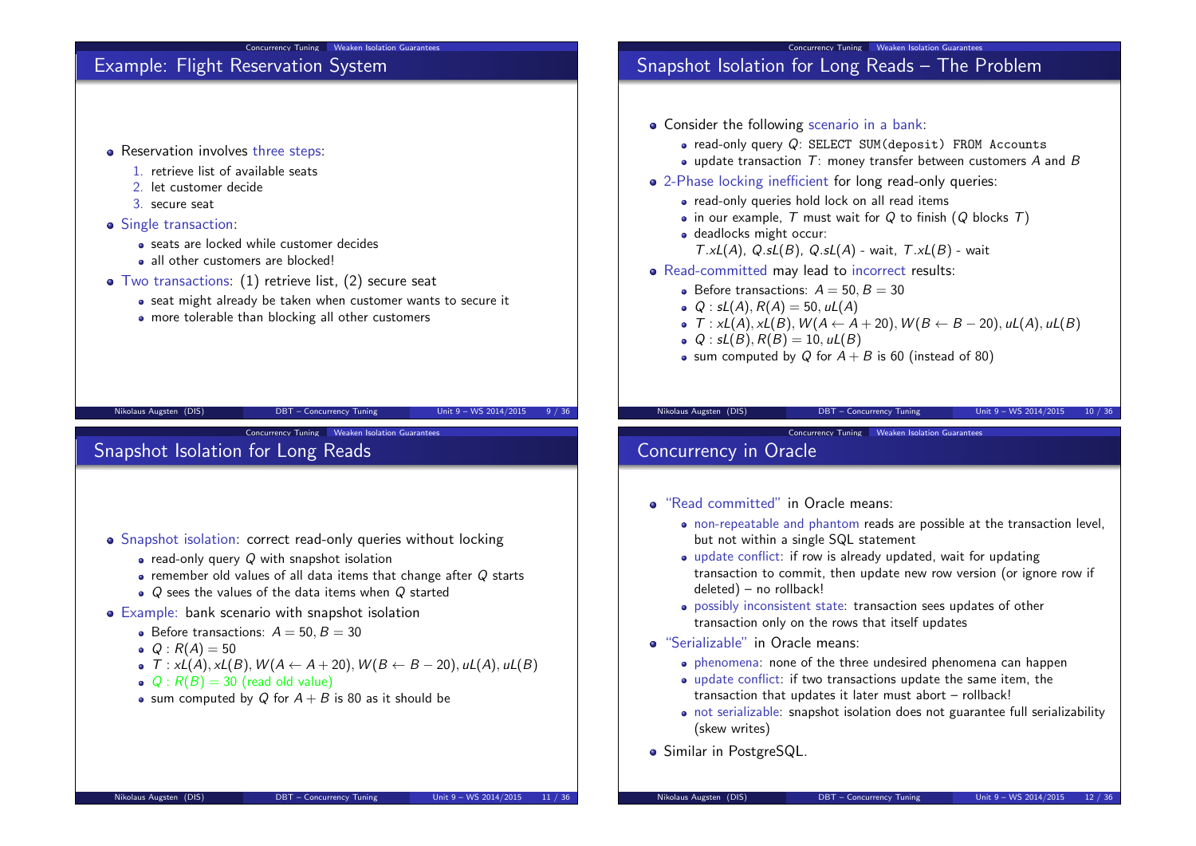## Example: Flight Reservation System

- Reservation involves three steps:
  1. retrieve list of available seats
  2. let customer decide
  3. secure seat
- Single transaction:
  - seats are locked while customer decides
  - all other customers are blocked!
- Two transactions: (1) retrieve list, (2) secure seat
  - seat might already be taken when customer wants to secure it
  - more tolerable than blocking all other customers

## Snapshot Isolation for Long Reads – The Problem

- Consider the following scenario in a bank:
  - read-only query $Q$: `SELECT SUM(deposit) FROM Accounts`
  - update transaction $T$: money transfer between customers $A$ and $B$
- 2-Phase locking inefficient for long read-only queries:
  - read-only queries hold lock on all read items
  - in our example, $T$ must wait for $Q$ to finish ($Q$ blocks $T$)
  - deadlocks might occur:
    $T.xL(A)$, $Q.sL(B)$, $Q.sL(A)$ - wait, $T.xL(B)$ - wait
- Read-committed may lead to incorrect results:
  - Before transactions: $A = 50, B = 30$
  - $Q : sL(A), R(A) = 50, uL(A)$
  - $T : xL(A), xL(B), W(A \leftarrow A + 20), W(B \leftarrow B - 20), uL(A), uL(B)$
  - $Q : sL(B), R(B) = 10, uL(B)$
  - sum computed by $Q$ for $A + B$ is 60 (instead of 80)

## Snapshot Isolation for Long Reads

- Snapshot isolation: correct read-only queries without locking
  - read-only query $Q$ with snapshot isolation
  - remember old values of all data items that change after $Q$ starts
  - $Q$ sees the values of the data items when $Q$ started
- Example: bank scenario with snapshot isolation
  - Before transactions: $A = 50, B = 30$
  - $Q : R(A) = 50$
  - $T : xL(A), xL(B), W(A \leftarrow A + 20), W(B \leftarrow B - 20), uL(A), uL(B)$
  - $Q : R(B) = 30$ (read old value)
  - sum computed by $Q$ for $A + B$ is 80 as it should be

## Concurrency in Oracle

- "Read committed" in Oracle means:
  - non-repeatable and phantom reads are possible at the transaction level, but not within a single SQL statement
  - update conflict: if row is already updated, wait for updating transaction to commit, then update new row version (or ignore row if deleted) – no rollback!
  - possibly inconsistent state: transaction sees updates of other transaction only on the rows that itself updates
- "Serializable" in Oracle means:
  - phenomena: none of the three undesired phenomena can happen
  - update conflict: if two transactions update the same item, the transaction that updates it later must abort – rollback!
  - not serializable: snapshot isolation does not guarantee full serializability (skew writes)
- Similar in PostgreSQL.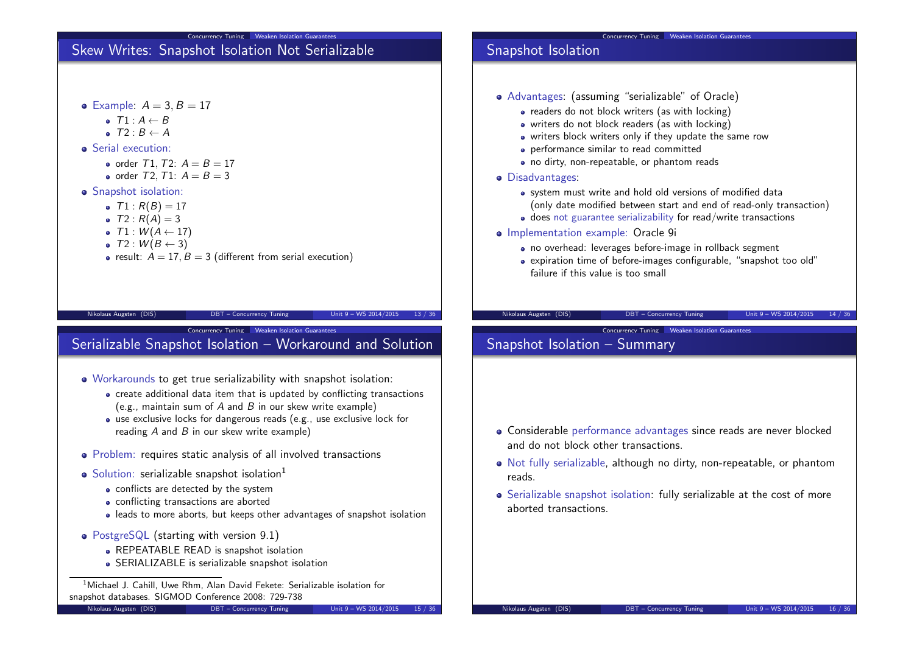## Skew Writes: Snapshot Isolation Not Serializable

- Example: $A = 3, B = 17$
  - $T1 : A \leftarrow B$
  - $T2 : B \leftarrow A$
- Serial execution:
  - order $T1$, $T2$: $A = B = 17$
  - order $T2$, $T1$: $A = B = 3$
- Snapshot isolation:
  - $T1 : R(B) = 17$
  - $T2 : R(A) = 3$
  - $T1 : W(A \leftarrow 17)$
  - $T2 : W(B \leftarrow 3)$
  - result: $A = 17, B = 3$ (different from serial execution)

## Snapshot Isolation

- Advantages: (assuming "serializable" of Oracle)
  - readers do not block writers (as with locking)
  - writers do not block readers (as with locking)
  - writers block writers only if they update the same row
  - performance similar to read committed
  - no dirty, non-repeatable, or phantom reads
- Disadvantages:
  - system must write and hold old versions of modified data (only date modified between start and end of read-only transaction)
  - does not guarantee serializability for read/write transactions
- Implementation example: Oracle 9i
  - no overhead: leverages before-image in rollback segment
  - expiration time of before-images configurable, "snapshot too old" failure if this value is too small

## Serializable Snapshot Isolation – Workaround and Solution

- Workarounds to get true serializability with snapshot isolation:
  - create additional data item that is updated by conflicting transactions (e.g., maintain sum of $A$ and $B$ in our skew write example)
  - use exclusive locks for dangerous reads (e.g., use exclusive lock for reading $A$ and $B$ in our skew write example)
- Problem: requires static analysis of all involved transactions
- Solution: serializable snapshot isolation[1]
  - conflicts are detected by the system
  - conflicting transactions are aborted
  - leads to more aborts, but keeps other advantages of snapshot isolation
- PostgreSQL (starting with version 9.1)
  - REPEATABLE READ is snapshot isolation
  - SERIALIZABLE is serializable snapshot isolation

[1] Michael J. Cahill, Uwe Rhm, Alan David Fekete: Serializable isolation for snapshot databases. SIGMOD Conference 2008: 729-738

## Snapshot Isolation – Summary

- Considerable performance advantages since reads are never blocked and do not block other transactions.
- Not fully serializable, although no dirty, non-repeatable, or phantom reads.
- Serializable snapshot isolation: fully serializable at the cost of more aborted transactions.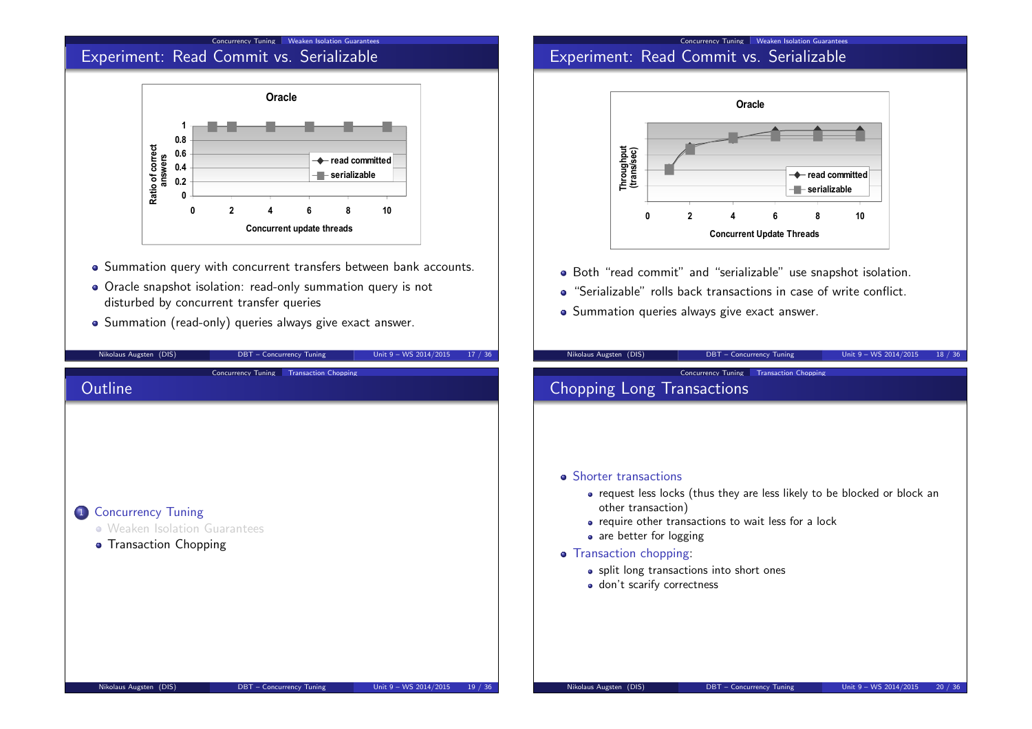## Experiment: Read Commit vs. Serializable

**Oracle**

Ratio of correct answers vs. Concurrent update threads (0–10); legend: read committed, serializable.

- Summation query with concurrent transfers between bank accounts.
- Oracle snapshot isolation: read-only summation query is not disturbed by concurrent transfer queries
- Summation (read-only) queries always give exact answer.

## Experiment: Read Commit vs. Serializable

**Oracle**

Throughput (trans/sec) vs. Concurrent Update Threads (0–10); legend: read committed, serializable.

- Both "read commit" and "serializable" use snapshot isolation.
- "Serializable" rolls back transactions in case of write conflict.
- Summation queries always give exact answer.

## Outline

1. Concurrency Tuning
   - Weaken Isolation Guarantees
   - Transaction Chopping

## Chopping Long Transactions

- Shorter transactions
  - request less locks (thus they are less likely to be blocked or block an other transaction)
  - require other transactions to wait less for a lock
  - are better for logging
- Transaction chopping:
  - split long transactions into short ones
  - don't scarify correctness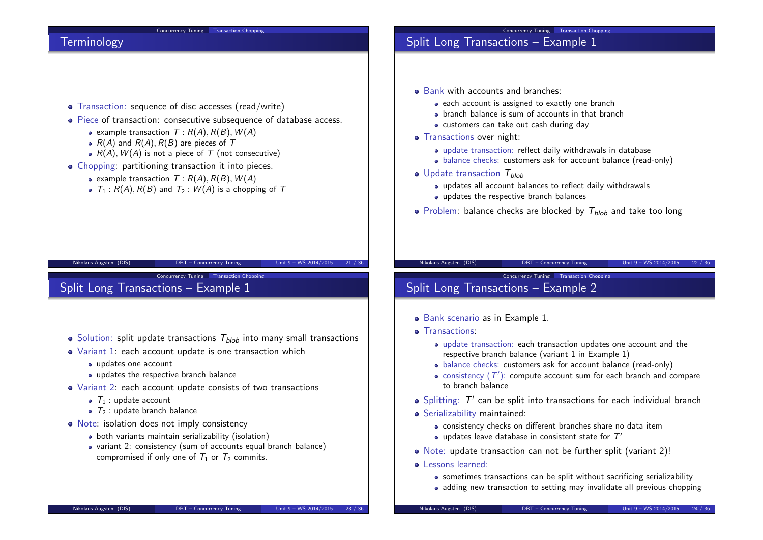## Terminology

- Transaction: sequence of disc accesses (read/write)
- Piece of transaction: consecutive subsequence of database access.
  - example transaction $T : R(A), R(B), W(A)$
  - $R(A)$ and $R(A), R(B)$ are pieces of $T$
  - $R(A), W(A)$ is not a piece of $T$ (not consecutive)
- Chopping: partitioning transaction it into pieces.
  - example transaction $T : R(A), R(B), W(A)$
  - $T_1 : R(A), R(B)$ and $T_2 : W(A)$ is a chopping of $T$

## Split Long Transactions – Example 1

- Bank with accounts and branches:
  - each account is assigned to exactly one branch
  - branch balance is sum of accounts in that branch
  - customers can take out cash during day
- Transactions over night:
  - update transaction: reflect daily withdrawals in database
  - balance checks: customers ask for account balance (read-only)
- Update transaction $T_{blob}$
  - updates all account balances to reflect daily withdrawals
  - updates the respective branch balances
- Problem: balance checks are blocked by $T_{blob}$ and take too long

## Split Long Transactions – Example 1

- Solution: split update transactions $T_{blob}$ into many small transactions
- Variant 1: each account update is one transaction which
  - updates one account
  - updates the respective branch balance
- Variant 2: each account update consists of two transactions
  - $T_1$ : update account
  - $T_2$ : update branch balance
- Note: isolation does not imply consistency
  - both variants maintain serializability (isolation)
  - variant 2: consistency (sum of accounts equal branch balance) compromised if only one of $T_1$ or $T_2$ commits.

## Split Long Transactions – Example 2

- Bank scenario as in Example 1.
- Transactions:
  - update transaction: each transaction updates one account and the respective branch balance (variant 1 in Example 1)
  - balance checks: customers ask for account balance (read-only)
  - consistency ($T'$): compute account sum for each branch and compare to branch balance
- Splitting: $T'$ can be split into transactions for each individual branch
- Serializability maintained:
  - consistency checks on different branches share no data item
  - updates leave database in consistent state for $T'$
- Note: update transaction can not be further split (variant 2)!
- Lessons learned:
  - sometimes transactions can be split without sacrificing serializability
  - adding new transaction to setting may invalidate all previous chopping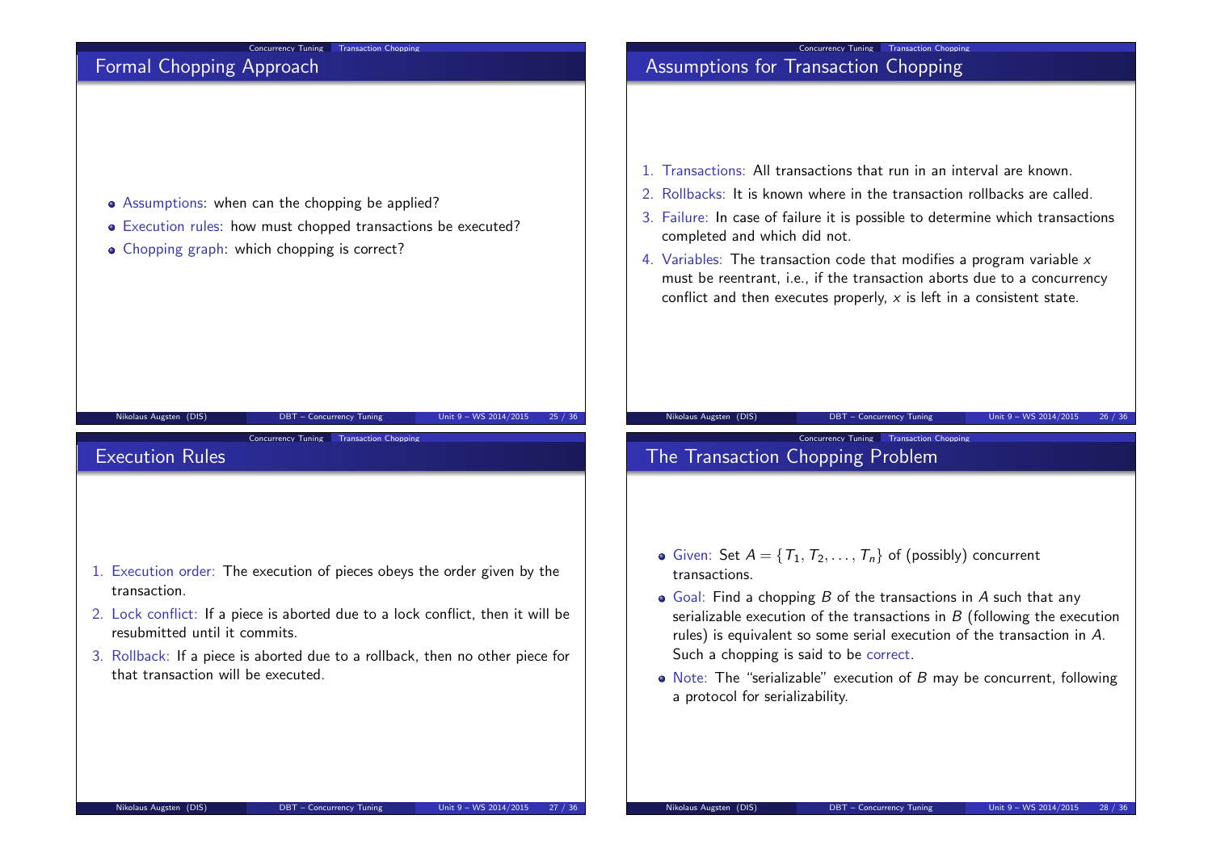## Formal Chopping Approach

- Assumptions: when can the chopping be applied?
- Execution rules: how must chopped transactions be executed?
- Chopping graph: which chopping is correct?

## Assumptions for Transaction Chopping

1. Transactions: All transactions that run in an interval are known.
2. Rollbacks: It is known where in the transaction rollbacks are called.
3. Failure: In case of failure it is possible to determine which transactions completed and which did not.
4. Variables: The transaction code that modifies a program variable $x$ must be reentrant, i.e., if the transaction aborts due to a concurrency conflict and then executes properly, $x$ is left in a consistent state.

## Execution Rules

1. Execution order: The execution of pieces obeys the order given by the transaction.
2. Lock conflict: If a piece is aborted due to a lock conflict, then it will be resubmitted until it commits.
3. Rollback: If a piece is aborted due to a rollback, then no other piece for that transaction will be executed.

## The Transaction Chopping Problem

- Given: Set $A = \{T_1, T_2, \ldots, T_n\}$ of (possibly) concurrent transactions.
- Goal: Find a chopping $B$ of the transactions in $A$ such that any serializable execution of the transactions in $B$ (following the execution rules) is equivalent so some serial execution of the transaction in $A$. Such a chopping is said to be correct.
- Note: The "serializable" execution of $B$ may be concurrent, following a protocol for serializability.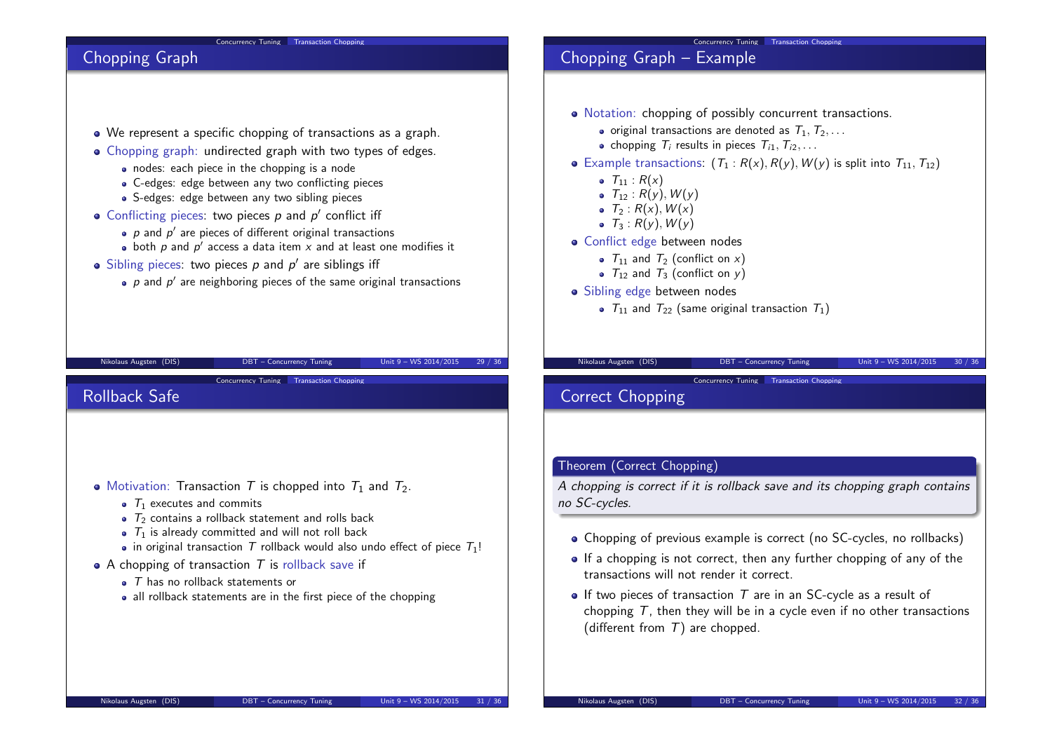## Chopping Graph

- We represent a specific chopping of transactions as a graph.
- Chopping graph: undirected graph with two types of edges.
  - nodes: each piece in the chopping is a node
  - C-edges: edge between any two conflicting pieces
  - S-edges: edge between any two sibling pieces
- Conflicting pieces: two pieces $p$ and $p'$ conflict iff
  - $p$ and $p'$ are pieces of different original transactions
  - both $p$ and $p'$ access a data item $x$ and at least one modifies it
- Sibling pieces: two pieces $p$ and $p'$ are siblings iff
  - $p$ and $p'$ are neighboring pieces of the same original transactions

## Chopping Graph – Example

- Notation: chopping of possibly concurrent transactions.
  - original transactions are denoted as $T_1, T_2, \ldots$
  - chopping $T_i$ results in pieces $T_{i1}, T_{i2}, \ldots$
- Example transactions: ($T_1 : R(x), R(y), W(y)$ is split into $T_{11}$, $T_{12}$)
  - $T_{11} : R(x)$
  - $T_{12} : R(y), W(y)$
  - $T_2 : R(x), W(x)$
  - $T_3 : R(y), W(y)$
- Conflict edge between nodes
  - $T_{11}$ and $T_2$ (conflict on $x$)
  - $T_{12}$ and $T_3$ (conflict on $y$)
- Sibling edge between nodes
  - $T_{11}$ and $T_{22}$ (same original transaction $T_1$)

## Rollback Safe

- Motivation: Transaction $T$ is chopped into $T_1$ and $T_2$.
  - $T_1$ executes and commits
  - $T_2$ contains a rollback statement and rolls back
  - $T_1$ is already committed and will not roll back
  - in original transaction $T$ rollback would also undo effect of piece $T_1$!
- A chopping of transaction $T$ is rollback save if
  - $T$ has no rollback statements or
  - all rollback statements are in the first piece of the chopping

## Correct Chopping

**Theorem (Correct Chopping)**

*A chopping is correct if it is rollback save and its chopping graph contains no SC-cycles.*

- Chopping of previous example is correct (no SC-cycles, no rollbacks)
- If a chopping is not correct, then any further chopping of any of the transactions will not render it correct.
- If two pieces of transaction $T$ are in an SC-cycle as a result of chopping $T$, then they will be in a cycle even if no other transactions (different from $T$) are chopped.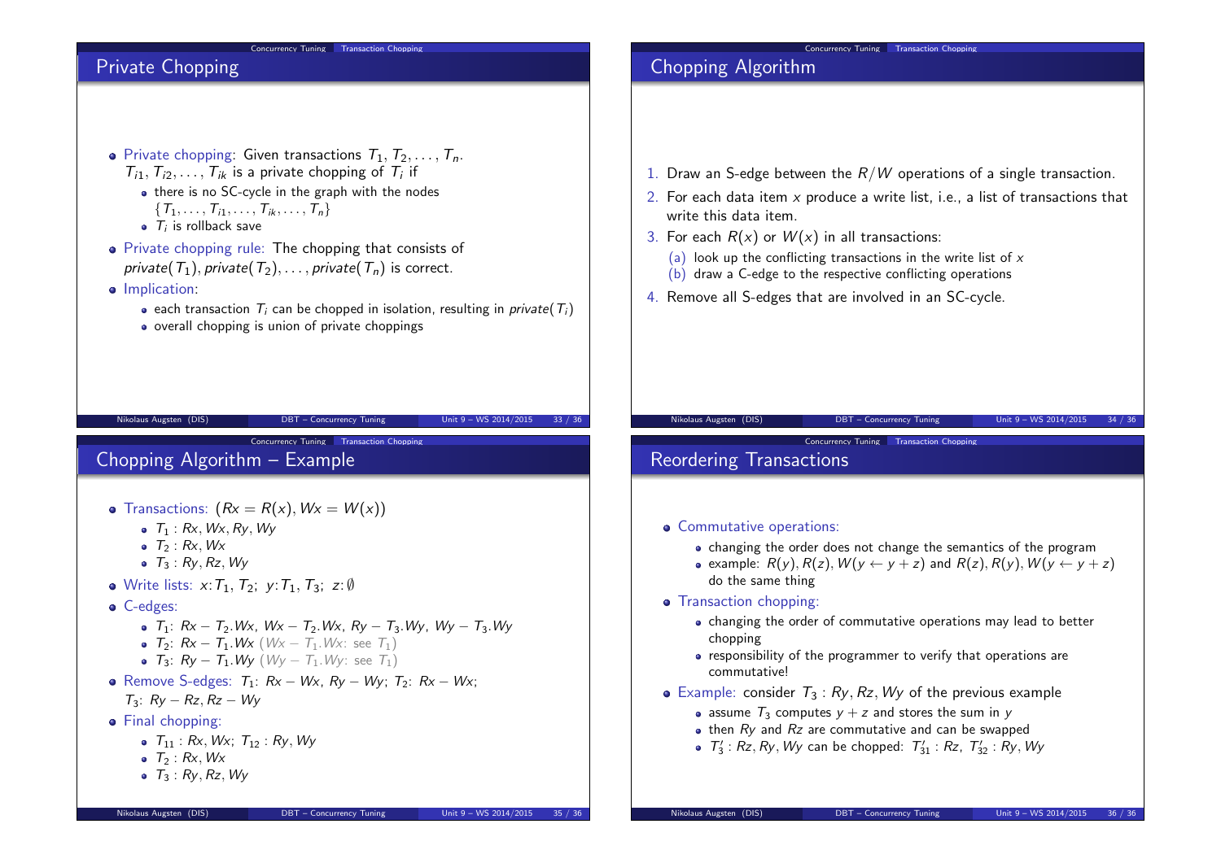## Private Chopping

- Private chopping: Given transactions $T_1, T_2, \ldots, T_n$. $T_{i1}, T_{i2}, \ldots, T_{ik}$ is a private chopping of $T_i$ if
  - there is no SC-cycle in the graph with the nodes $\{T_1, \ldots, T_{i1}, \ldots, T_{ik}, \ldots, T_n\}$
  - $T_i$ is rollback save
- Private chopping rule: The chopping that consists of $private(T_1), private(T_2), \ldots, private(T_n)$ is correct.
- Implication:
  - each transaction $T_i$ can be chopped in isolation, resulting in $private(T_i)$
  - overall chopping is union of private choppings

## Chopping Algorithm

1. Draw an S-edge between the $R/W$ operations of a single transaction.
2. For each data item $x$ produce a write list, i.e., a list of transactions that write this data item.
3. For each $R(x)$ or $W(x)$ in all transactions:
   (a) look up the conflicting transactions in the write list of $x$
   (b) draw a C-edge to the respective conflicting operations
4. Remove all S-edges that are involved in an SC-cycle.

## Chopping Algorithm – Example

- Transactions: $(Rx = R(x), Wx = W(x))$
  - $T_1 : Rx, Wx, Ry, Wy$
  - $T_2 : Rx, Wx$
  - $T_3 : Ry, Rz, Wy$
- Write lists: $x$: $T_1, T_2$; $y$: $T_1, T_3$; $z$: $\emptyset$
- C-edges:
  - $T_1$: $Rx - T_2.Wx$, $Wx - T_2.Wx$, $Ry - T_3.Wy$, $Wy - T_3.Wy$
  - $T_2$: $Rx - T_1.Wx$ ($Wx - T_1.Wx$: see $T_1$)
  - $T_3$: $Ry - T_1.Wy$ ($Wy - T_1.Wy$: see $T_1$)
- Remove S-edges: $T_1$: $Rx - Wx$, $Ry - Wy$; $T_2$: $Rx - Wx$; $T_3$: $Ry - Rz, Rz - Wy$
- Final chopping:
  - $T_{11} : Rx, Wx$; $T_{12} : Ry, Wy$
  - $T_2 : Rx, Wx$
  - $T_3 : Ry, Rz, Wy$

## Reordering Transactions

- Commutative operations:
  - changing the order does not change the semantics of the program
  - example: $R(y), R(z), W(y \leftarrow y + z)$ and $R(z), R(y), W(y \leftarrow y + z)$ do the same thing
- Transaction chopping:
  - changing the order of commutative operations may lead to better chopping
  - responsibility of the programmer to verify that operations are commutative!
- Example: consider $T_3 : Ry, Rz, Wy$ of the previous example
  - assume $T_3$ computes $y + z$ and stores the sum in $y$
  - then $Ry$ and $Rz$ are commutative and can be swapped
  - $T_3' : Rz, Ry, Wy$ can be chopped: $T_{31}' : Rz$, $T_{32}' : Ry, Wy$